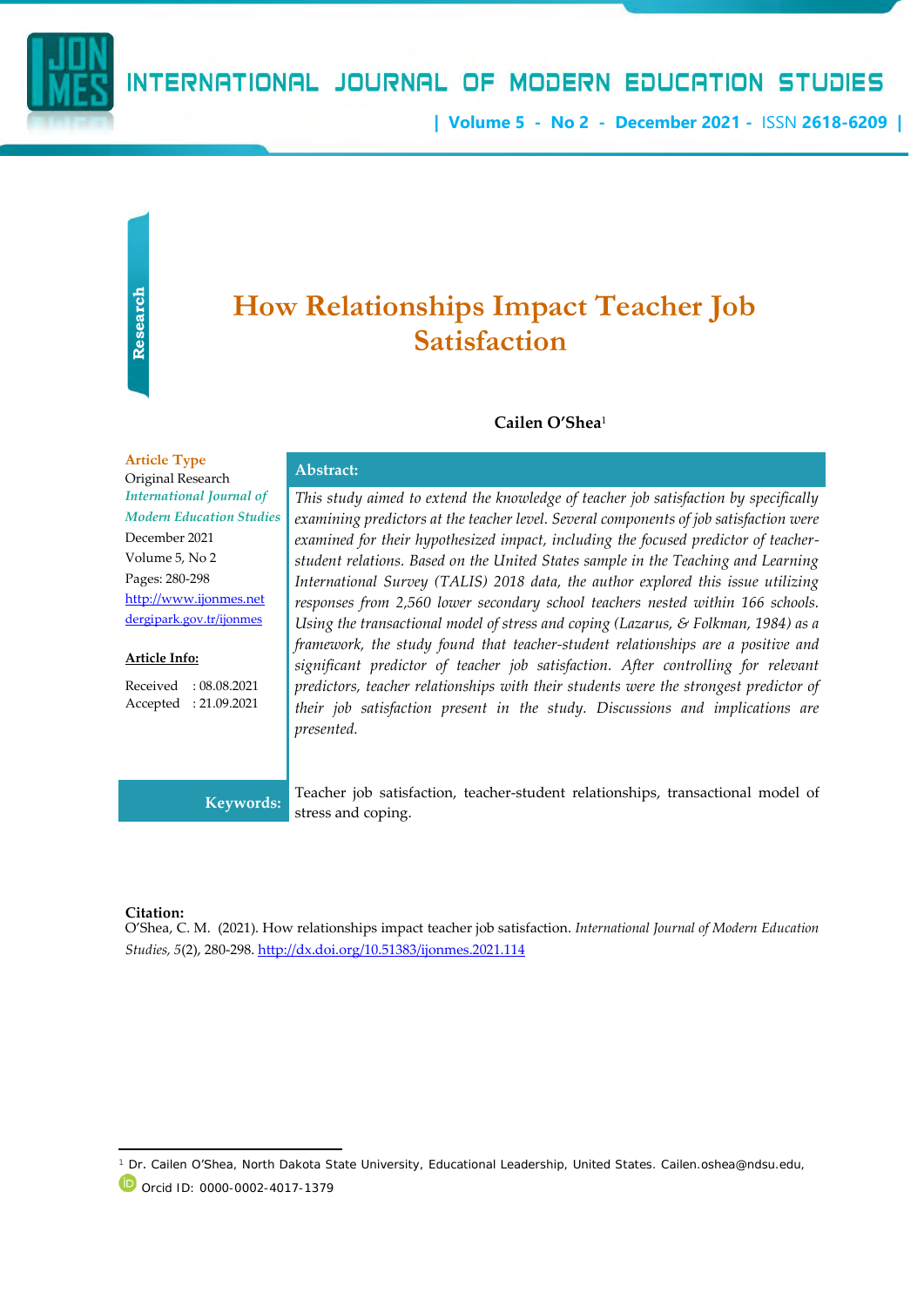Research

# How Relationships Impact Teacher Job Satisfaction

**Cailen O'Shea**[1]

**Article Type**
Original Research
*International Journal of Modern Education Studies*
December 2021
Volume 5, No 2
Pages: 280-298
http://www.ijonmes.net
dergipark.gov.tr/ijonmes

**Article Info:**

Received : 08.08.2021
Accepted : 21.09.2021

**Abstract:**

*This study aimed to extend the knowledge of teacher job satisfaction by specifically examining predictors at the teacher level. Several components of job satisfaction were examined for their hypothesized impact, including the focused predictor of teacher-student relations. Based on the United States sample in the Teaching and Learning International Survey (TALIS) 2018 data, the author explored this issue utilizing responses from 2,560 lower secondary school teachers nested within 166 schools. Using the transactional model of stress and coping (Lazarus, & Folkman, 1984) as a framework, the study found that teacher-student relationships are a positive and significant predictor of teacher job satisfaction. After controlling for relevant predictors, teacher relationships with their students were the strongest predictor of their job satisfaction present in the study. Discussions and implications are presented.*

**Keywords:** Teacher job satisfaction, teacher-student relationships, transactional model of stress and coping.

**Citation:**
O'Shea, C. M. (2021). How relationships impact teacher job satisfaction. *International Journal of Modern Education Studies, 5*(2), 280-298. http://dx.doi.org/10.51383/ijonmes.2021.114

[1] Dr. Cailen O'Shea, North Dakota State University, Educational Leadership, United States. Cailen.oshea@ndsu.edu, Orcid ID: 0000-0002-4017-1379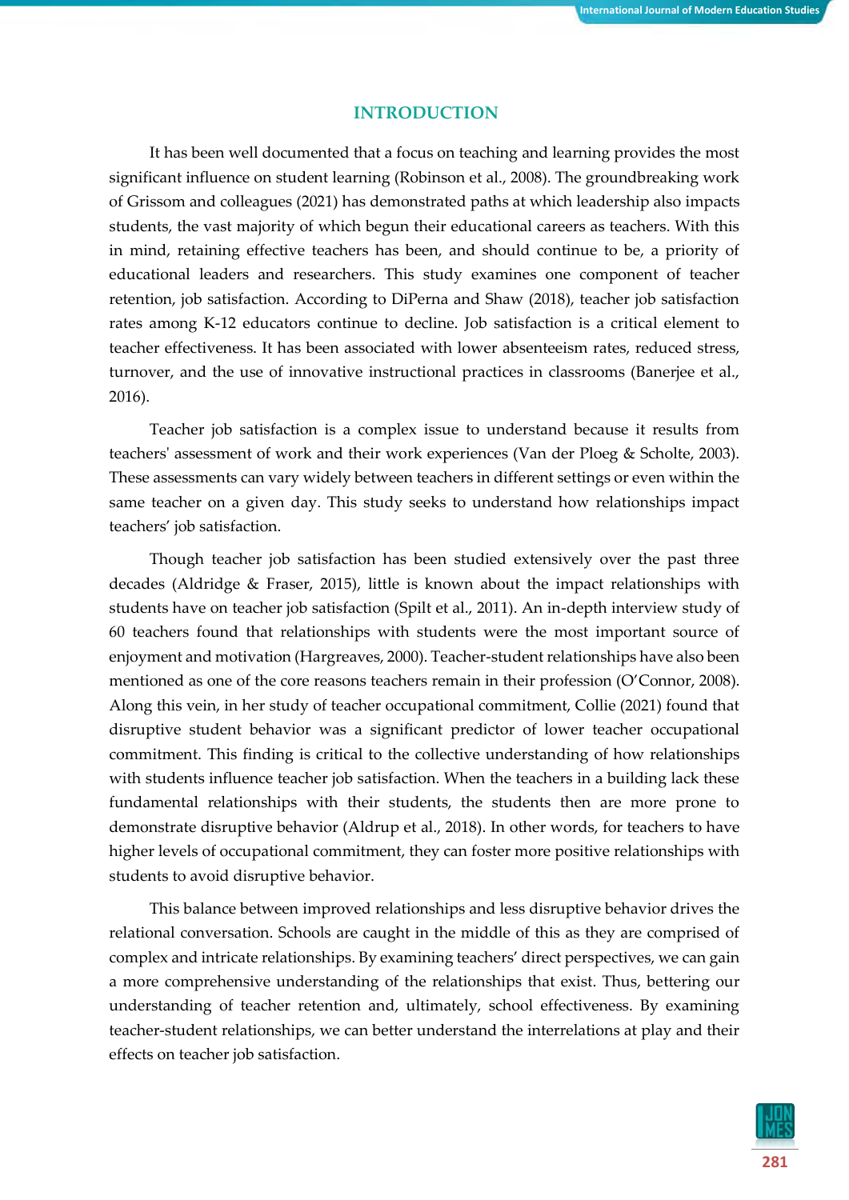## INTRODUCTION

It has been well documented that a focus on teaching and learning provides the most significant influence on student learning (Robinson et al., 2008). The groundbreaking work of Grissom and colleagues (2021) has demonstrated paths at which leadership also impacts students, the vast majority of which begun their educational careers as teachers. With this in mind, retaining effective teachers has been, and should continue to be, a priority of educational leaders and researchers. This study examines one component of teacher retention, job satisfaction. According to DiPerna and Shaw (2018), teacher job satisfaction rates among K-12 educators continue to decline. Job satisfaction is a critical element to teacher effectiveness. It has been associated with lower absenteeism rates, reduced stress, turnover, and the use of innovative instructional practices in classrooms (Banerjee et al., 2016).

Teacher job satisfaction is a complex issue to understand because it results from teachers' assessment of work and their work experiences (Van der Ploeg & Scholte, 2003). These assessments can vary widely between teachers in different settings or even within the same teacher on a given day. This study seeks to understand how relationships impact teachers' job satisfaction.

Though teacher job satisfaction has been studied extensively over the past three decades (Aldridge & Fraser, 2015), little is known about the impact relationships with students have on teacher job satisfaction (Spilt et al., 2011). An in-depth interview study of 60 teachers found that relationships with students were the most important source of enjoyment and motivation (Hargreaves, 2000). Teacher-student relationships have also been mentioned as one of the core reasons teachers remain in their profession (O'Connor, 2008). Along this vein, in her study of teacher occupational commitment, Collie (2021) found that disruptive student behavior was a significant predictor of lower teacher occupational commitment. This finding is critical to the collective understanding of how relationships with students influence teacher job satisfaction. When the teachers in a building lack these fundamental relationships with their students, the students then are more prone to demonstrate disruptive behavior (Aldrup et al., 2018). In other words, for teachers to have higher levels of occupational commitment, they can foster more positive relationships with students to avoid disruptive behavior.

This balance between improved relationships and less disruptive behavior drives the relational conversation. Schools are caught in the middle of this as they are comprised of complex and intricate relationships. By examining teachers' direct perspectives, we can gain a more comprehensive understanding of the relationships that exist. Thus, bettering our understanding of teacher retention and, ultimately, school effectiveness. By examining teacher-student relationships, we can better understand the interrelations at play and their effects on teacher job satisfaction.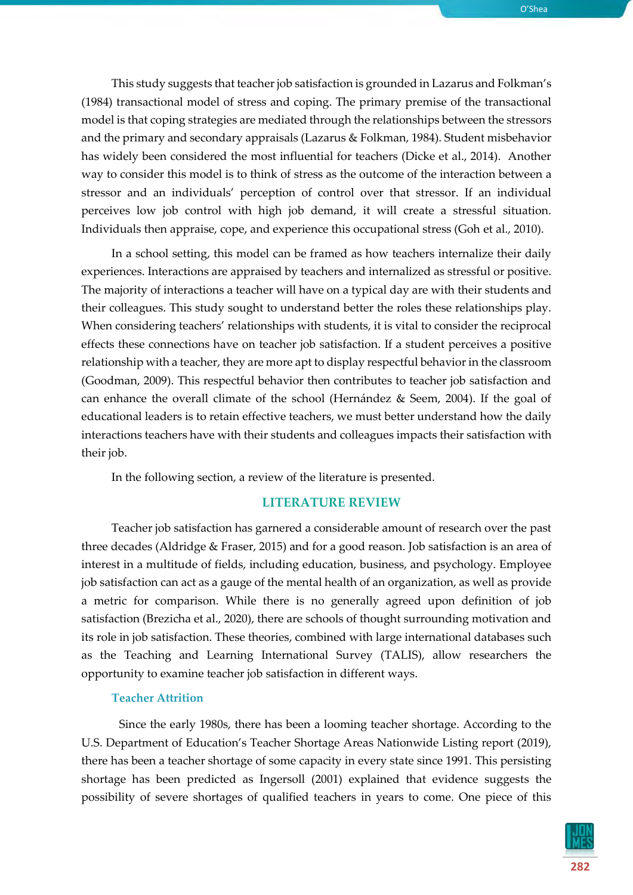This study suggests that teacher job satisfaction is grounded in Lazarus and Folkman's (1984) transactional model of stress and coping. The primary premise of the transactional model is that coping strategies are mediated through the relationships between the stressors and the primary and secondary appraisals (Lazarus & Folkman, 1984). Student misbehavior has widely been considered the most influential for teachers (Dicke et al., 2014). Another way to consider this model is to think of stress as the outcome of the interaction between a stressor and an individuals' perception of control over that stressor. If an individual perceives low job control with high job demand, it will create a stressful situation. Individuals then appraise, cope, and experience this occupational stress (Goh et al., 2010).

In a school setting, this model can be framed as how teachers internalize their daily experiences. Interactions are appraised by teachers and internalized as stressful or positive. The majority of interactions a teacher will have on a typical day are with their students and their colleagues. This study sought to understand better the roles these relationships play. When considering teachers' relationships with students, it is vital to consider the reciprocal effects these connections have on teacher job satisfaction. If a student perceives a positive relationship with a teacher, they are more apt to display respectful behavior in the classroom (Goodman, 2009). This respectful behavior then contributes to teacher job satisfaction and can enhance the overall climate of the school (Hernández & Seem, 2004). If the goal of educational leaders is to retain effective teachers, we must better understand how the daily interactions teachers have with their students and colleagues impacts their satisfaction with their job.

In the following section, a review of the literature is presented.

## LITERATURE REVIEW

Teacher job satisfaction has garnered a considerable amount of research over the past three decades (Aldridge & Fraser, 2015) and for a good reason. Job satisfaction is an area of interest in a multitude of fields, including education, business, and psychology. Employee job satisfaction can act as a gauge of the mental health of an organization, as well as provide a metric for comparison. While there is no generally agreed upon definition of job satisfaction (Brezicha et al., 2020), there are schools of thought surrounding motivation and its role in job satisfaction. These theories, combined with large international databases such as the Teaching and Learning International Survey (TALIS), allow researchers the opportunity to examine teacher job satisfaction in different ways.

### Teacher Attrition

Since the early 1980s, there has been a looming teacher shortage. According to the U.S. Department of Education's Teacher Shortage Areas Nationwide Listing report (2019), there has been a teacher shortage of some capacity in every state since 1991. This persisting shortage has been predicted as Ingersoll (2001) explained that evidence suggests the possibility of severe shortages of qualified teachers in years to come. One piece of this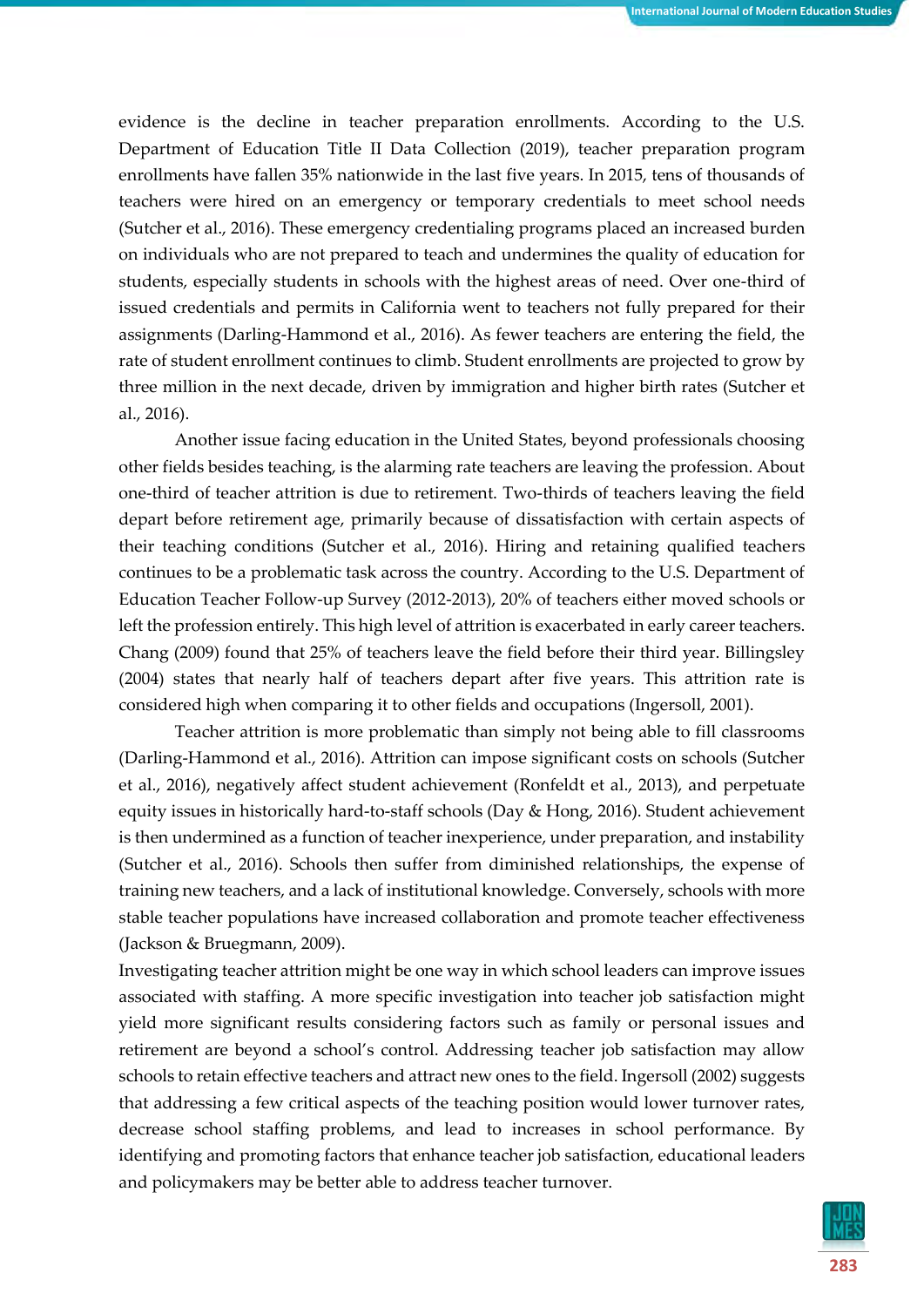evidence is the decline in teacher preparation enrollments. According to the U.S. Department of Education Title II Data Collection (2019), teacher preparation program enrollments have fallen 35% nationwide in the last five years. In 2015, tens of thousands of teachers were hired on an emergency or temporary credentials to meet school needs (Sutcher et al., 2016). These emergency credentialing programs placed an increased burden on individuals who are not prepared to teach and undermines the quality of education for students, especially students in schools with the highest areas of need. Over one-third of issued credentials and permits in California went to teachers not fully prepared for their assignments (Darling-Hammond et al., 2016). As fewer teachers are entering the field, the rate of student enrollment continues to climb. Student enrollments are projected to grow by three million in the next decade, driven by immigration and higher birth rates (Sutcher et al., 2016).

Another issue facing education in the United States, beyond professionals choosing other fields besides teaching, is the alarming rate teachers are leaving the profession. About one-third of teacher attrition is due to retirement. Two-thirds of teachers leaving the field depart before retirement age, primarily because of dissatisfaction with certain aspects of their teaching conditions (Sutcher et al., 2016). Hiring and retaining qualified teachers continues to be a problematic task across the country. According to the U.S. Department of Education Teacher Follow-up Survey (2012-2013), 20% of teachers either moved schools or left the profession entirely. This high level of attrition is exacerbated in early career teachers. Chang (2009) found that 25% of teachers leave the field before their third year. Billingsley (2004) states that nearly half of teachers depart after five years. This attrition rate is considered high when comparing it to other fields and occupations (Ingersoll, 2001).

Teacher attrition is more problematic than simply not being able to fill classrooms (Darling-Hammond et al., 2016). Attrition can impose significant costs on schools (Sutcher et al., 2016), negatively affect student achievement (Ronfeldt et al., 2013), and perpetuate equity issues in historically hard-to-staff schools (Day & Hong, 2016). Student achievement is then undermined as a function of teacher inexperience, under preparation, and instability (Sutcher et al., 2016). Schools then suffer from diminished relationships, the expense of training new teachers, and a lack of institutional knowledge. Conversely, schools with more stable teacher populations have increased collaboration and promote teacher effectiveness (Jackson & Bruegmann, 2009).

Investigating teacher attrition might be one way in which school leaders can improve issues associated with staffing. A more specific investigation into teacher job satisfaction might yield more significant results considering factors such as family or personal issues and retirement are beyond a school's control. Addressing teacher job satisfaction may allow schools to retain effective teachers and attract new ones to the field. Ingersoll (2002) suggests that addressing a few critical aspects of the teaching position would lower turnover rates, decrease school staffing problems, and lead to increases in school performance. By identifying and promoting factors that enhance teacher job satisfaction, educational leaders and policymakers may be better able to address teacher turnover.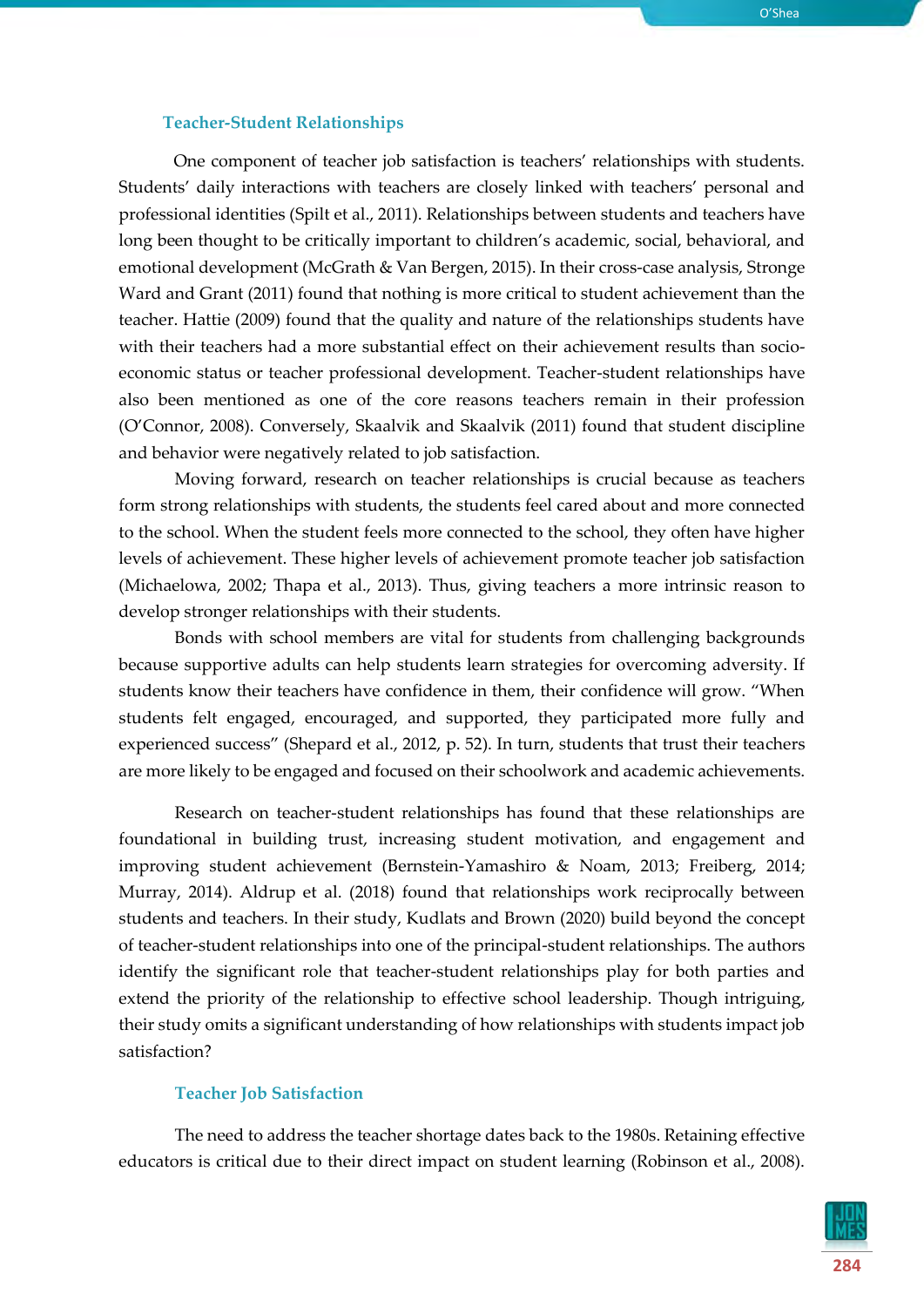### Teacher-Student Relationships

One component of teacher job satisfaction is teachers' relationships with students. Students' daily interactions with teachers are closely linked with teachers' personal and professional identities (Spilt et al., 2011). Relationships between students and teachers have long been thought to be critically important to children's academic, social, behavioral, and emotional development (McGrath & Van Bergen, 2015). In their cross-case analysis, Stronge Ward and Grant (2011) found that nothing is more critical to student achievement than the teacher. Hattie (2009) found that the quality and nature of the relationships students have with their teachers had a more substantial effect on their achievement results than socio-economic status or teacher professional development. Teacher-student relationships have also been mentioned as one of the core reasons teachers remain in their profession (O'Connor, 2008). Conversely, Skaalvik and Skaalvik (2011) found that student discipline and behavior were negatively related to job satisfaction.

Moving forward, research on teacher relationships is crucial because as teachers form strong relationships with students, the students feel cared about and more connected to the school. When the student feels more connected to the school, they often have higher levels of achievement. These higher levels of achievement promote teacher job satisfaction (Michaelowa, 2002; Thapa et al., 2013). Thus, giving teachers a more intrinsic reason to develop stronger relationships with their students.

Bonds with school members are vital for students from challenging backgrounds because supportive adults can help students learn strategies for overcoming adversity. If students know their teachers have confidence in them, their confidence will grow. "When students felt engaged, encouraged, and supported, they participated more fully and experienced success" (Shepard et al., 2012, p. 52). In turn, students that trust their teachers are more likely to be engaged and focused on their schoolwork and academic achievements.

Research on teacher-student relationships has found that these relationships are foundational in building trust, increasing student motivation, and engagement and improving student achievement (Bernstein-Yamashiro & Noam, 2013; Freiberg, 2014; Murray, 2014). Aldrup et al. (2018) found that relationships work reciprocally between students and teachers. In their study, Kudlats and Brown (2020) build beyond the concept of teacher-student relationships into one of the principal-student relationships. The authors identify the significant role that teacher-student relationships play for both parties and extend the priority of the relationship to effective school leadership. Though intriguing, their study omits a significant understanding of how relationships with students impact job satisfaction?

### Teacher Job Satisfaction

The need to address the teacher shortage dates back to the 1980s. Retaining effective educators is critical due to their direct impact on student learning (Robinson et al., 2008).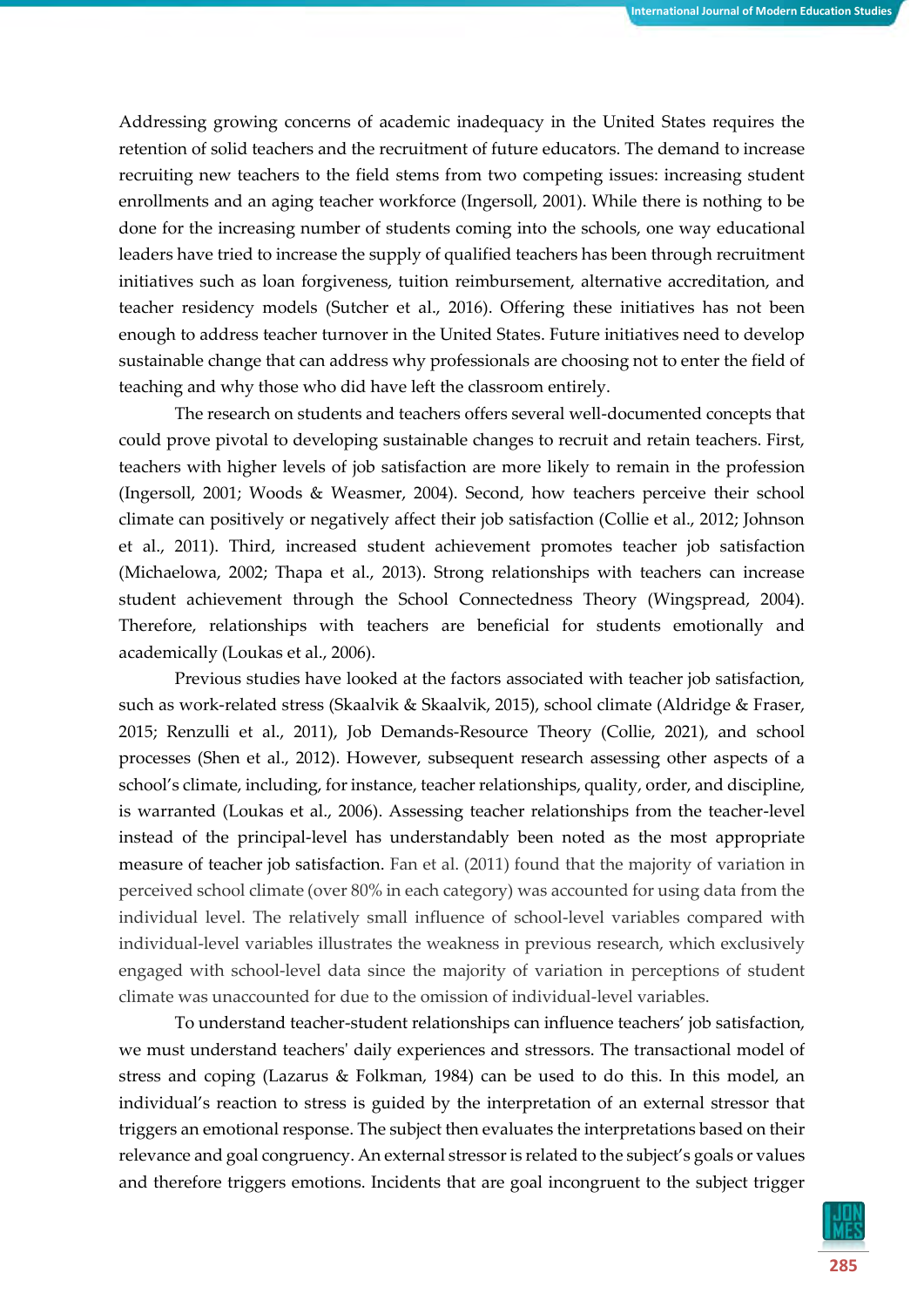Addressing growing concerns of academic inadequacy in the United States requires the retention of solid teachers and the recruitment of future educators. The demand to increase recruiting new teachers to the field stems from two competing issues: increasing student enrollments and an aging teacher workforce (Ingersoll, 2001). While there is nothing to be done for the increasing number of students coming into the schools, one way educational leaders have tried to increase the supply of qualified teachers has been through recruitment initiatives such as loan forgiveness, tuition reimbursement, alternative accreditation, and teacher residency models (Sutcher et al., 2016). Offering these initiatives has not been enough to address teacher turnover in the United States. Future initiatives need to develop sustainable change that can address why professionals are choosing not to enter the field of teaching and why those who did have left the classroom entirely.

The research on students and teachers offers several well-documented concepts that could prove pivotal to developing sustainable changes to recruit and retain teachers. First, teachers with higher levels of job satisfaction are more likely to remain in the profession (Ingersoll, 2001; Woods & Weasmer, 2004). Second, how teachers perceive their school climate can positively or negatively affect their job satisfaction (Collie et al., 2012; Johnson et al., 2011). Third, increased student achievement promotes teacher job satisfaction (Michaelowa, 2002; Thapa et al., 2013). Strong relationships with teachers can increase student achievement through the School Connectedness Theory (Wingspread, 2004). Therefore, relationships with teachers are beneficial for students emotionally and academically (Loukas et al., 2006).

Previous studies have looked at the factors associated with teacher job satisfaction, such as work-related stress (Skaalvik & Skaalvik, 2015), school climate (Aldridge & Fraser, 2015; Renzulli et al., 2011), Job Demands-Resource Theory (Collie, 2021), and school processes (Shen et al., 2012). However, subsequent research assessing other aspects of a school's climate, including, for instance, teacher relationships, quality, order, and discipline, is warranted (Loukas et al., 2006). Assessing teacher relationships from the teacher-level instead of the principal-level has understandably been noted as the most appropriate measure of teacher job satisfaction. Fan et al. (2011) found that the majority of variation in perceived school climate (over 80% in each category) was accounted for using data from the individual level. The relatively small influence of school-level variables compared with individual-level variables illustrates the weakness in previous research, which exclusively engaged with school-level data since the majority of variation in perceptions of student climate was unaccounted for due to the omission of individual-level variables.

To understand teacher-student relationships can influence teachers' job satisfaction, we must understand teachers' daily experiences and stressors. The transactional model of stress and coping (Lazarus & Folkman, 1984) can be used to do this. In this model, an individual's reaction to stress is guided by the interpretation of an external stressor that triggers an emotional response. The subject then evaluates the interpretations based on their relevance and goal congruency. An external stressor is related to the subject's goals or values and therefore triggers emotions. Incidents that are goal incongruent to the subject trigger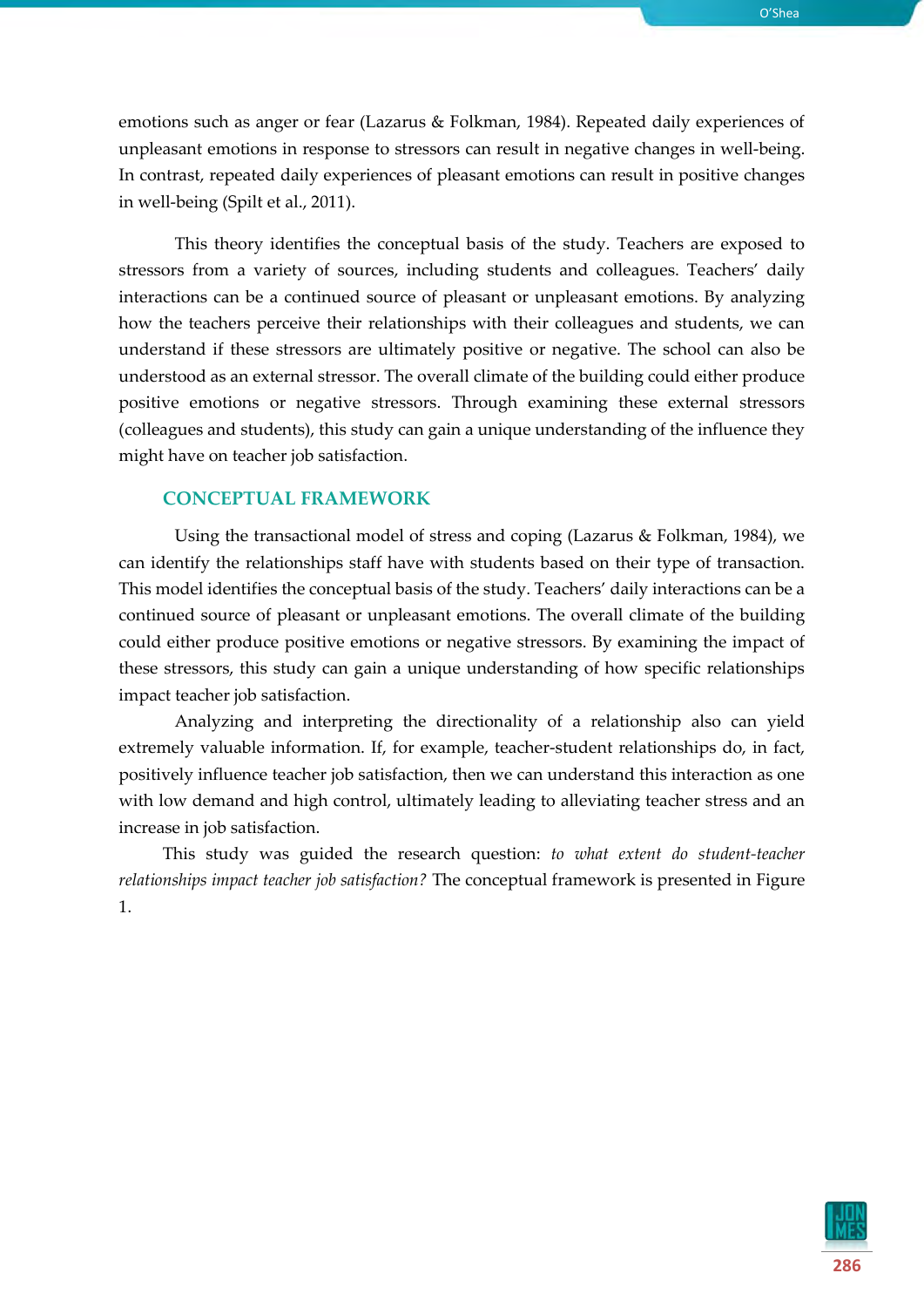emotions such as anger or fear (Lazarus & Folkman, 1984). Repeated daily experiences of unpleasant emotions in response to stressors can result in negative changes in well-being. In contrast, repeated daily experiences of pleasant emotions can result in positive changes in well-being (Spilt et al., 2011).

This theory identifies the conceptual basis of the study. Teachers are exposed to stressors from a variety of sources, including students and colleagues. Teachers' daily interactions can be a continued source of pleasant or unpleasant emotions. By analyzing how the teachers perceive their relationships with their colleagues and students, we can understand if these stressors are ultimately positive or negative. The school can also be understood as an external stressor. The overall climate of the building could either produce positive emotions or negative stressors. Through examining these external stressors (colleagues and students), this study can gain a unique understanding of the influence they might have on teacher job satisfaction.

## CONCEPTUAL FRAMEWORK

Using the transactional model of stress and coping (Lazarus & Folkman, 1984), we can identify the relationships staff have with students based on their type of transaction. This model identifies the conceptual basis of the study. Teachers' daily interactions can be a continued source of pleasant or unpleasant emotions. The overall climate of the building could either produce positive emotions or negative stressors. By examining the impact of these stressors, this study can gain a unique understanding of how specific relationships impact teacher job satisfaction.

Analyzing and interpreting the directionality of a relationship also can yield extremely valuable information. If, for example, teacher-student relationships do, in fact, positively influence teacher job satisfaction, then we can understand this interaction as one with low demand and high control, ultimately leading to alleviating teacher stress and an increase in job satisfaction.

This study was guided the research question: *to what extent do student-teacher relationships impact teacher job satisfaction?* The conceptual framework is presented in Figure 1.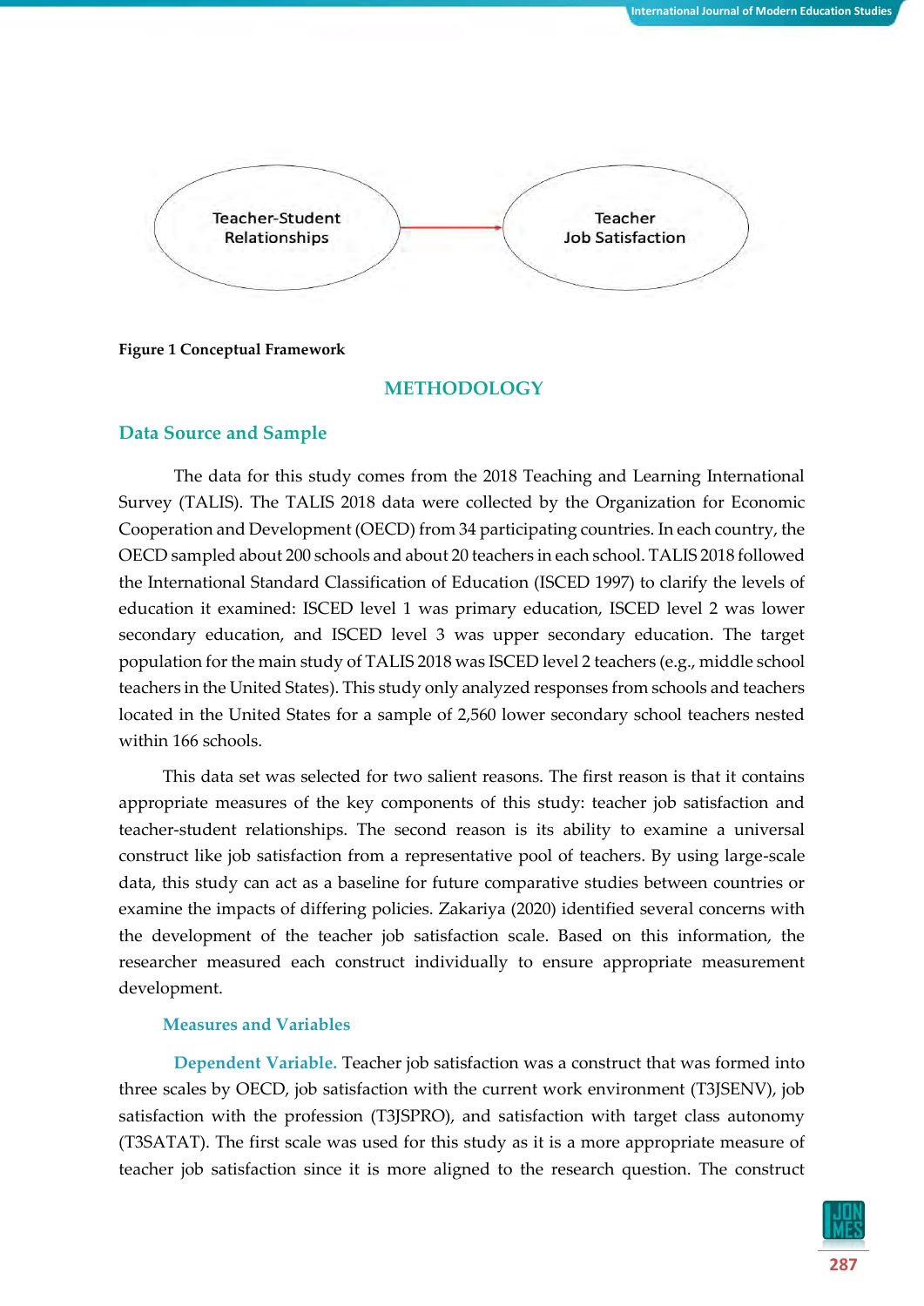Teacher-Student Relationships → Teacher Job Satisfaction

**Figure 1 Conceptual Framework**

## METHODOLOGY

### Data Source and Sample

The data for this study comes from the 2018 Teaching and Learning International Survey (TALIS). The TALIS 2018 data were collected by the Organization for Economic Cooperation and Development (OECD) from 34 participating countries. In each country, the OECD sampled about 200 schools and about 20 teachers in each school. TALIS 2018 followed the International Standard Classification of Education (ISCED 1997) to clarify the levels of education it examined: ISCED level 1 was primary education, ISCED level 2 was lower secondary education, and ISCED level 3 was upper secondary education. The target population for the main study of TALIS 2018 was ISCED level 2 teachers (e.g., middle school teachers in the United States). This study only analyzed responses from schools and teachers located in the United States for a sample of 2,560 lower secondary school teachers nested within 166 schools.

This data set was selected for two salient reasons. The first reason is that it contains appropriate measures of the key components of this study: teacher job satisfaction and teacher-student relationships. The second reason is its ability to examine a universal construct like job satisfaction from a representative pool of teachers. By using large-scale data, this study can act as a baseline for future comparative studies between countries or examine the impacts of differing policies. Zakariya (2020) identified several concerns with the development of the teacher job satisfaction scale. Based on this information, the researcher measured each construct individually to ensure appropriate measurement development.

#### Measures and Variables

**Dependent Variable.** Teacher job satisfaction was a construct that was formed into three scales by OECD, job satisfaction with the current work environment (T3JSENV), job satisfaction with the profession (T3JSPRO), and satisfaction with target class autonomy (T3SATAT). The first scale was used for this study as it is a more appropriate measure of teacher job satisfaction since it is more aligned to the research question. The construct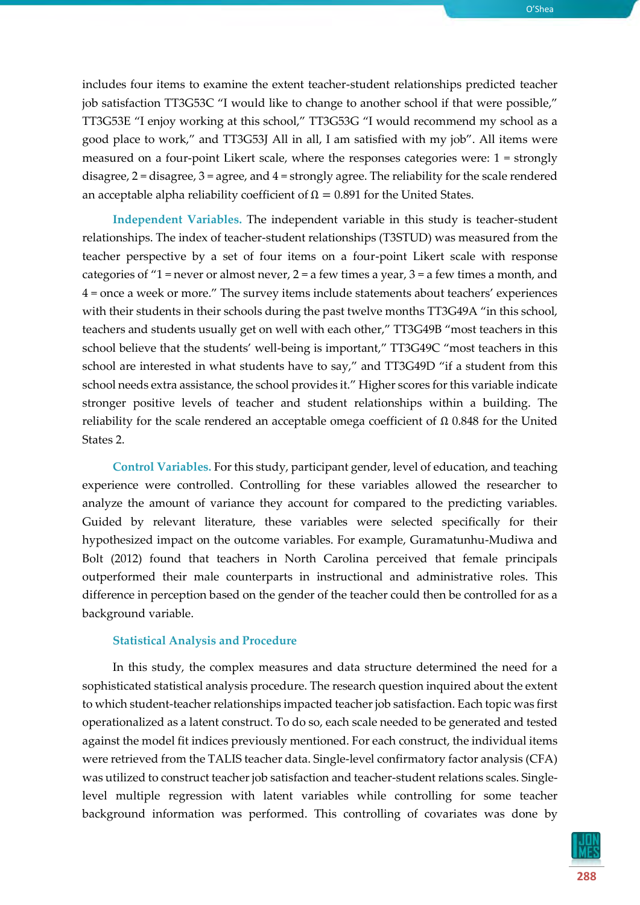includes four items to examine the extent teacher-student relationships predicted teacher job satisfaction TT3G53C "I would like to change to another school if that were possible," TT3G53E "I enjoy working at this school," TT3G53G "I would recommend my school as a good place to work," and TT3G53J All in all, I am satisfied with my job". All items were measured on a four-point Likert scale, where the responses categories were: 1 = strongly disagree, 2 = disagree, 3 = agree, and 4 = strongly agree. The reliability for the scale rendered an acceptable alpha reliability coefficient of $\Omega = 0.891$ for the United States.

**Independent Variables.** The independent variable in this study is teacher-student relationships. The index of teacher-student relationships (T3STUD) was measured from the teacher perspective by a set of four items on a four-point Likert scale with response categories of "1 = never or almost never, 2 = a few times a year, 3 = a few times a month, and 4 = once a week or more." The survey items include statements about teachers' experiences with their students in their schools during the past twelve months TT3G49A "in this school, teachers and students usually get on well with each other," TT3G49B "most teachers in this school believe that the students' well-being is important," TT3G49C "most teachers in this school are interested in what students have to say," and TT3G49D "if a student from this school needs extra assistance, the school provides it." Higher scores for this variable indicate stronger positive levels of teacher and student relationships within a building. The reliability for the scale rendered an acceptable omega coefficient of $\Omega$ 0.848 for the United States 2.

**Control Variables.** For this study, participant gender, level of education, and teaching experience were controlled. Controlling for these variables allowed the researcher to analyze the amount of variance they account for compared to the predicting variables. Guided by relevant literature, these variables were selected specifically for their hypothesized impact on the outcome variables. For example, Guramatunhu-Mudiwa and Bolt (2012) found that teachers in North Carolina perceived that female principals outperformed their male counterparts in instructional and administrative roles. This difference in perception based on the gender of the teacher could then be controlled for as a background variable.

### Statistical Analysis and Procedure

In this study, the complex measures and data structure determined the need for a sophisticated statistical analysis procedure. The research question inquired about the extent to which student-teacher relationships impacted teacher job satisfaction. Each topic was first operationalized as a latent construct. To do so, each scale needed to be generated and tested against the model fit indices previously mentioned. For each construct, the individual items were retrieved from the TALIS teacher data. Single-level confirmatory factor analysis (CFA) was utilized to construct teacher job satisfaction and teacher-student relations scales. Single-level multiple regression with latent variables while controlling for some teacher background information was performed. This controlling of covariates was done by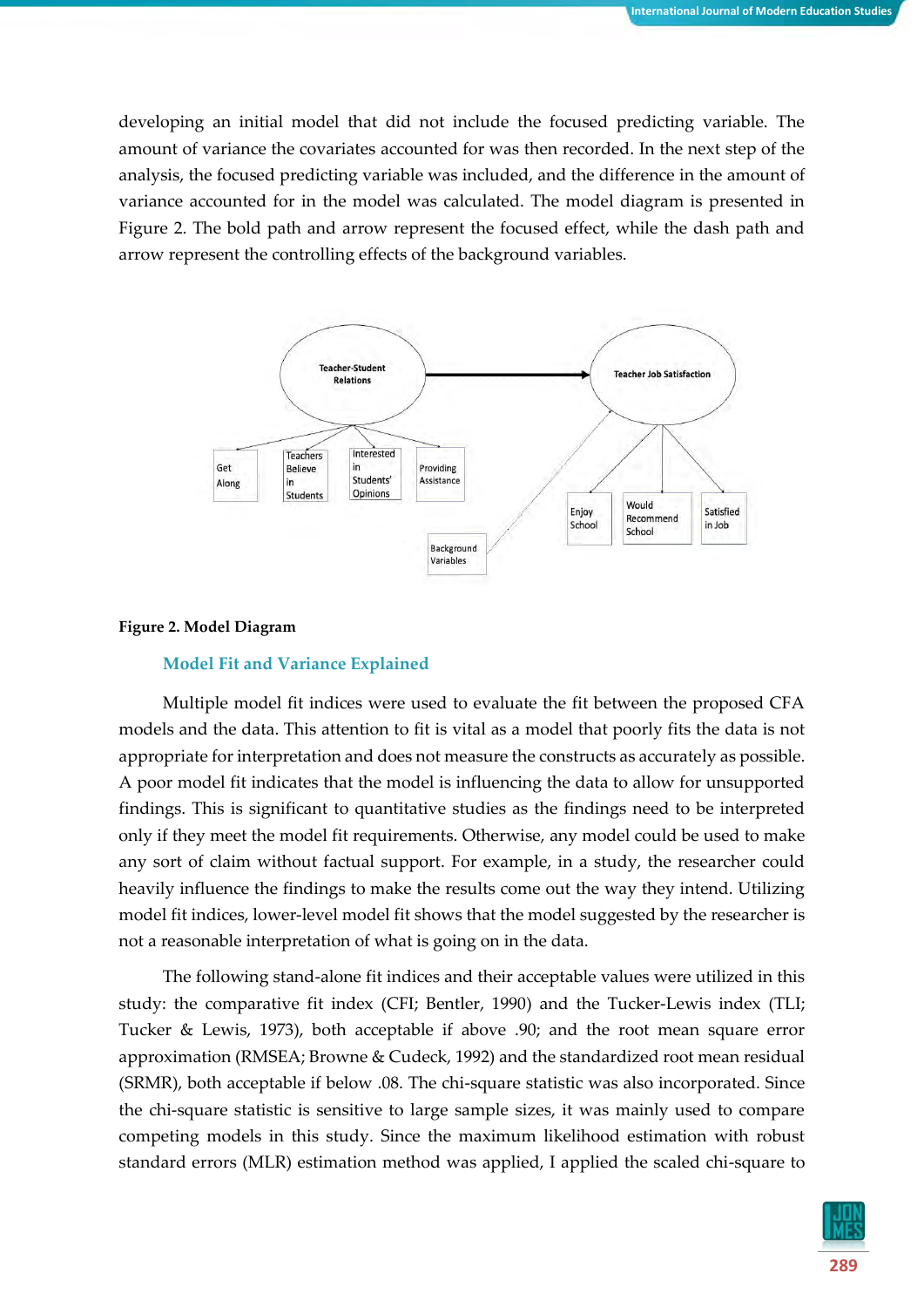developing an initial model that did not include the focused predicting variable. The amount of variance the covariates accounted for was then recorded. In the next step of the analysis, the focused predicting variable was included, and the difference in the amount of variance accounted for in the model was calculated. The model diagram is presented in Figure 2. The bold path and arrow represent the focused effect, while the dash path and arrow represent the controlling effects of the background variables.

**Figure 2. Model Diagram**

### Model Fit and Variance Explained

Multiple model fit indices were used to evaluate the fit between the proposed CFA models and the data. This attention to fit is vital as a model that poorly fits the data is not appropriate for interpretation and does not measure the constructs as accurately as possible. A poor model fit indicates that the model is influencing the data to allow for unsupported findings. This is significant to quantitative studies as the findings need to be interpreted only if they meet the model fit requirements. Otherwise, any model could be used to make any sort of claim without factual support. For example, in a study, the researcher could heavily influence the findings to make the results come out the way they intend. Utilizing model fit indices, lower-level model fit shows that the model suggested by the researcher is not a reasonable interpretation of what is going on in the data.

The following stand-alone fit indices and their acceptable values were utilized in this study: the comparative fit index (CFI; Bentler, 1990) and the Tucker-Lewis index (TLI; Tucker & Lewis, 1973), both acceptable if above .90; and the root mean square error approximation (RMSEA; Browne & Cudeck, 1992) and the standardized root mean residual (SRMR), both acceptable if below .08. The chi-square statistic was also incorporated. Since the chi-square statistic is sensitive to large sample sizes, it was mainly used to compare competing models in this study. Since the maximum likelihood estimation with robust standard errors (MLR) estimation method was applied, I applied the scaled chi-square to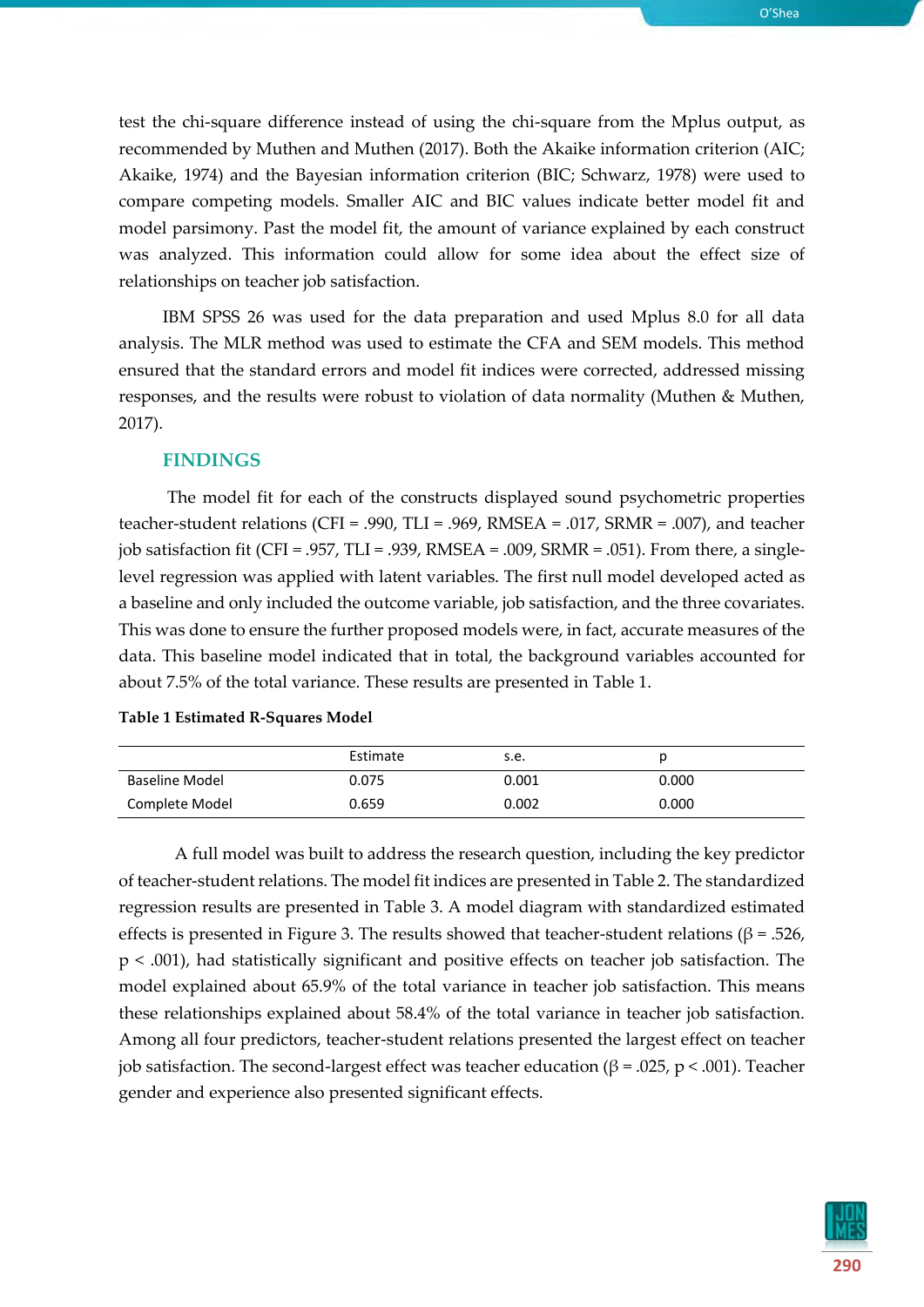test the chi-square difference instead of using the chi-square from the Mplus output, as recommended by Muthen and Muthen (2017). Both the Akaike information criterion (AIC; Akaike, 1974) and the Bayesian information criterion (BIC; Schwarz, 1978) were used to compare competing models. Smaller AIC and BIC values indicate better model fit and model parsimony. Past the model fit, the amount of variance explained by each construct was analyzed. This information could allow for some idea about the effect size of relationships on teacher job satisfaction.

IBM SPSS 26 was used for the data preparation and used Mplus 8.0 for all data analysis. The MLR method was used to estimate the CFA and SEM models. This method ensured that the standard errors and model fit indices were corrected, addressed missing responses, and the results were robust to violation of data normality (Muthen & Muthen, 2017).

## FINDINGS

The model fit for each of the constructs displayed sound psychometric properties teacher-student relations (CFI = .990, TLI = .969, RMSEA = .017, SRMR = .007), and teacher job satisfaction fit (CFI = .957, TLI = .939, RMSEA = .009, SRMR = .051). From there, a single-level regression was applied with latent variables. The first null model developed acted as a baseline and only included the outcome variable, job satisfaction, and the three covariates. This was done to ensure the further proposed models were, in fact, accurate measures of the data. This baseline model indicated that in total, the background variables accounted for about 7.5% of the total variance. These results are presented in Table 1.

**Table 1 Estimated R-Squares Model**

| | Estimate | s.e. | p |
|---|---|---|---|
| Baseline Model | 0.075 | 0.001 | 0.000 |
| Complete Model | 0.659 | 0.002 | 0.000 |

A full model was built to address the research question, including the key predictor of teacher-student relations. The model fit indices are presented in Table 2. The standardized regression results are presented in Table 3. A model diagram with standardized estimated effects is presented in Figure 3. The results showed that teacher-student relations ($\beta$ = .526, $p < .001$), had statistically significant and positive effects on teacher job satisfaction. The model explained about 65.9% of the total variance in teacher job satisfaction. This means these relationships explained about 58.4% of the total variance in teacher job satisfaction. Among all four predictors, teacher-student relations presented the largest effect on teacher job satisfaction. The second-largest effect was teacher education ($\beta$ = .025, $p < .001$). Teacher gender and experience also presented significant effects.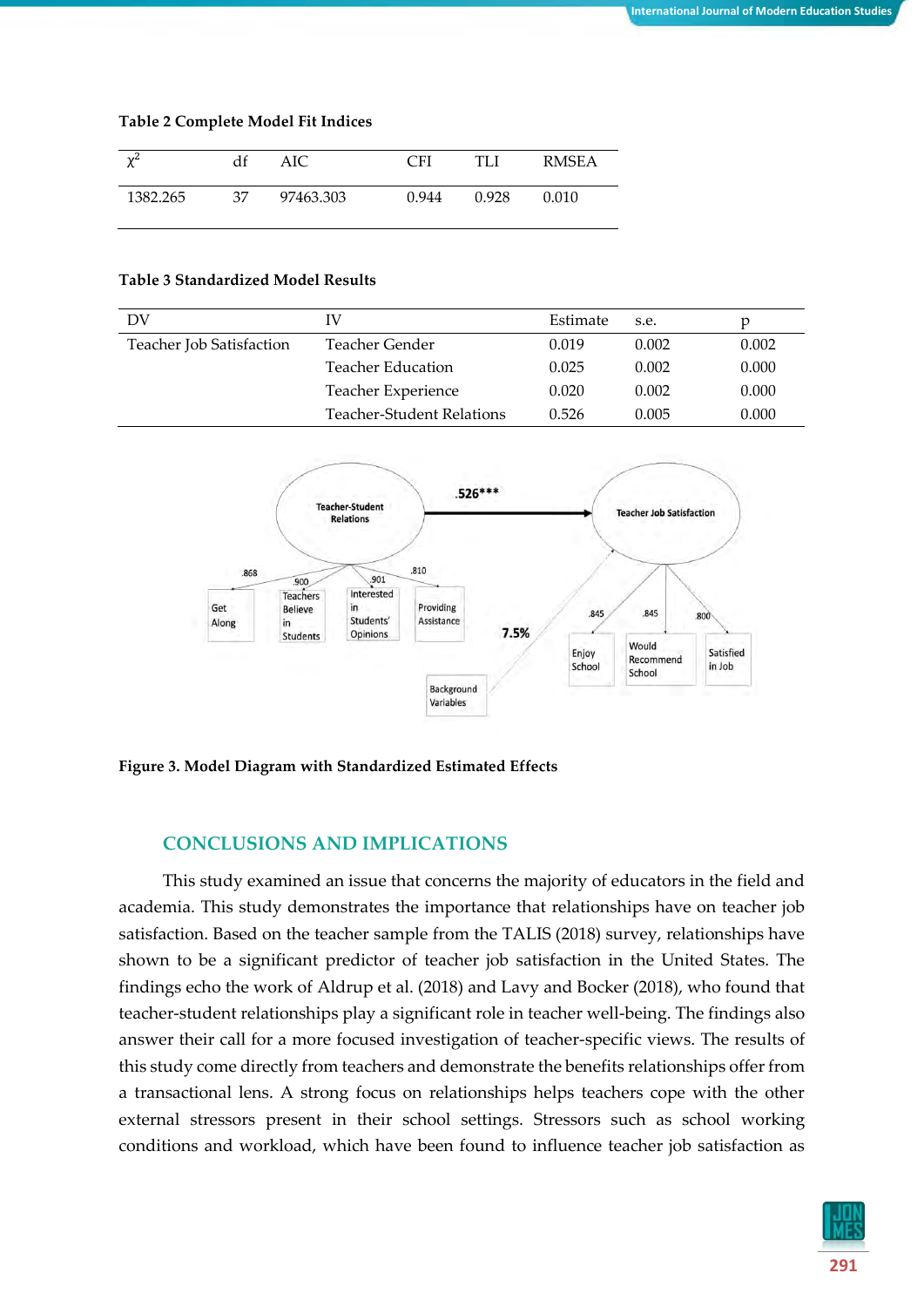**Table 2 Complete Model Fit Indices**

| $\chi^2$ | df | AIC | CFI | TLI | RMSEA |
|---|---|---|---|---|---|
| 1382.265 | 37 | 97463.303 | 0.944 | 0.928 | 0.010 |

**Table 3 Standardized Model Results**

| DV | IV | Estimate | s.e. | p |
|---|---|---|---|---|
| Teacher Job Satisfaction | Teacher Gender | 0.019 | 0.002 | 0.002 |
| | Teacher Education | 0.025 | 0.002 | 0.000 |
| | Teacher Experience | 0.020 | 0.002 | 0.000 |
| | Teacher-Student Relations | 0.526 | 0.005 | 0.000 |

**Figure 3. Model Diagram with Standardized Estimated Effects**

## CONCLUSIONS AND IMPLICATIONS

This study examined an issue that concerns the majority of educators in the field and academia. This study demonstrates the importance that relationships have on teacher job satisfaction. Based on the teacher sample from the TALIS (2018) survey, relationships have shown to be a significant predictor of teacher job satisfaction in the United States. The findings echo the work of Aldrup et al. (2018) and Lavy and Bocker (2018), who found that teacher-student relationships play a significant role in teacher well-being. The findings also answer their call for a more focused investigation of teacher-specific views. The results of this study come directly from teachers and demonstrate the benefits relationships offer from a transactional lens. A strong focus on relationships helps teachers cope with the other external stressors present in their school settings. Stressors such as school working conditions and workload, which have been found to influence teacher job satisfaction as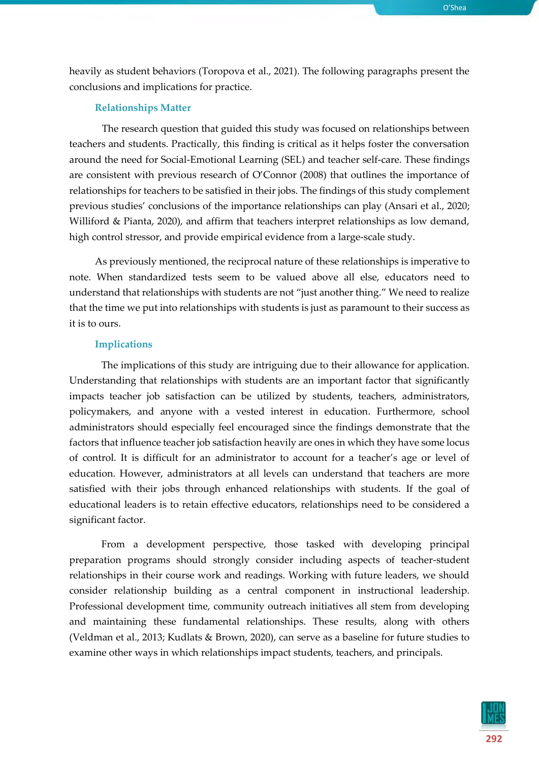heavily as student behaviors (Toropova et al., 2021). The following paragraphs present the conclusions and implications for practice.

### Relationships Matter

The research question that guided this study was focused on relationships between teachers and students. Practically, this finding is critical as it helps foster the conversation around the need for Social-Emotional Learning (SEL) and teacher self-care. These findings are consistent with previous research of O'Connor (2008) that outlines the importance of relationships for teachers to be satisfied in their jobs. The findings of this study complement previous studies' conclusions of the importance relationships can play (Ansari et al., 2020; Williford & Pianta, 2020), and affirm that teachers interpret relationships as low demand, high control stressor, and provide empirical evidence from a large-scale study.

As previously mentioned, the reciprocal nature of these relationships is imperative to note. When standardized tests seem to be valued above all else, educators need to understand that relationships with students are not "just another thing." We need to realize that the time we put into relationships with students is just as paramount to their success as it is to ours.

### Implications

The implications of this study are intriguing due to their allowance for application. Understanding that relationships with students are an important factor that significantly impacts teacher job satisfaction can be utilized by students, teachers, administrators, policymakers, and anyone with a vested interest in education. Furthermore, school administrators should especially feel encouraged since the findings demonstrate that the factors that influence teacher job satisfaction heavily are ones in which they have some locus of control. It is difficult for an administrator to account for a teacher's age or level of education. However, administrators at all levels can understand that teachers are more satisfied with their jobs through enhanced relationships with students. If the goal of educational leaders is to retain effective educators, relationships need to be considered a significant factor.

From a development perspective, those tasked with developing principal preparation programs should strongly consider including aspects of teacher-student relationships in their course work and readings. Working with future leaders, we should consider relationship building as a central component in instructional leadership. Professional development time, community outreach initiatives all stem from developing and maintaining these fundamental relationships. These results, along with others (Veldman et al., 2013; Kudlats & Brown, 2020), can serve as a baseline for future studies to examine other ways in which relationships impact students, teachers, and principals.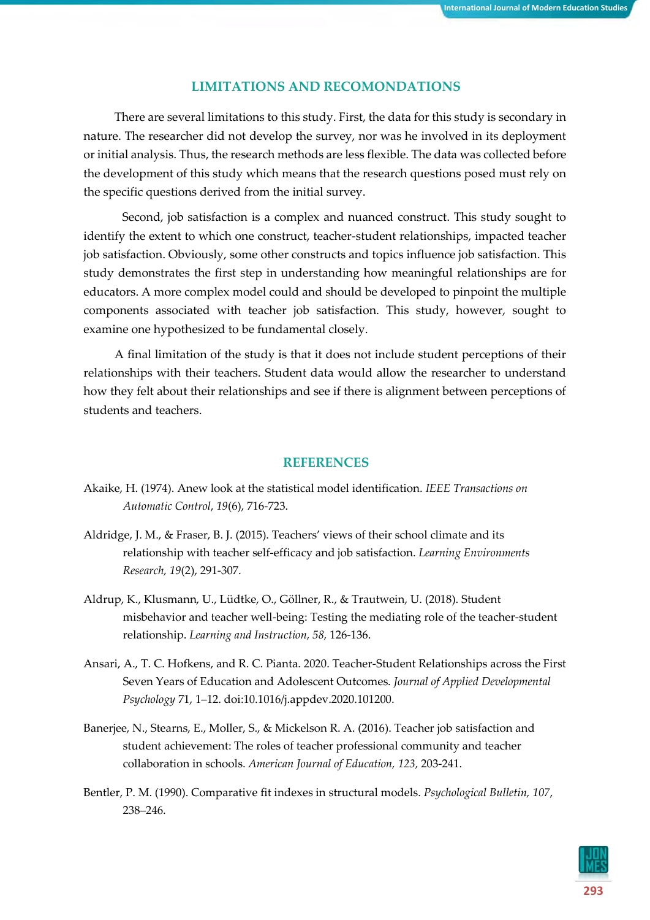## LIMITATIONS AND RECOMONDATIONS

There are several limitations to this study. First, the data for this study is secondary in nature. The researcher did not develop the survey, nor was he involved in its deployment or initial analysis. Thus, the research methods are less flexible. The data was collected before the development of this study which means that the research questions posed must rely on the specific questions derived from the initial survey.

Second, job satisfaction is a complex and nuanced construct. This study sought to identify the extent to which one construct, teacher-student relationships, impacted teacher job satisfaction. Obviously, some other constructs and topics influence job satisfaction. This study demonstrates the first step in understanding how meaningful relationships are for educators. A more complex model could and should be developed to pinpoint the multiple components associated with teacher job satisfaction. This study, however, sought to examine one hypothesized to be fundamental closely.

A final limitation of the study is that it does not include student perceptions of their relationships with their teachers. Student data would allow the researcher to understand how they felt about their relationships and see if there is alignment between perceptions of students and teachers.

## REFERENCES

Akaike, H. (1974). Anew look at the statistical model identification. *IEEE Transactions on Automatic Control*, *19*(6), 716-723.

Aldridge, J. M., & Fraser, B. J. (2015). Teachers' views of their school climate and its relationship with teacher self-efficacy and job satisfaction. *Learning Environments Research, 19*(2), 291-307.

Aldrup, K., Klusmann, U., Lüdtke, O., Göllner, R., & Trautwein, U. (2018). Student misbehavior and teacher well-being: Testing the mediating role of the teacher-student relationship. *Learning and Instruction, 58,* 126-136.

Ansari, A., T. C. Hofkens, and R. C. Pianta. 2020. Teacher-Student Relationships across the First Seven Years of Education and Adolescent Outcomes. *Journal of Applied Developmental Psychology* 71, 1–12. doi:10.1016/j.appdev.2020.101200.

Banerjee, N., Stearns, E., Moller, S., & Mickelson R. A. (2016). Teacher job satisfaction and student achievement: The roles of teacher professional community and teacher collaboration in schools. *American Journal of Education, 123,* 203-241.

Bentler, P. M. (1990). Comparative fit indexes in structural models. *Psychological Bulletin, 107*, 238–246.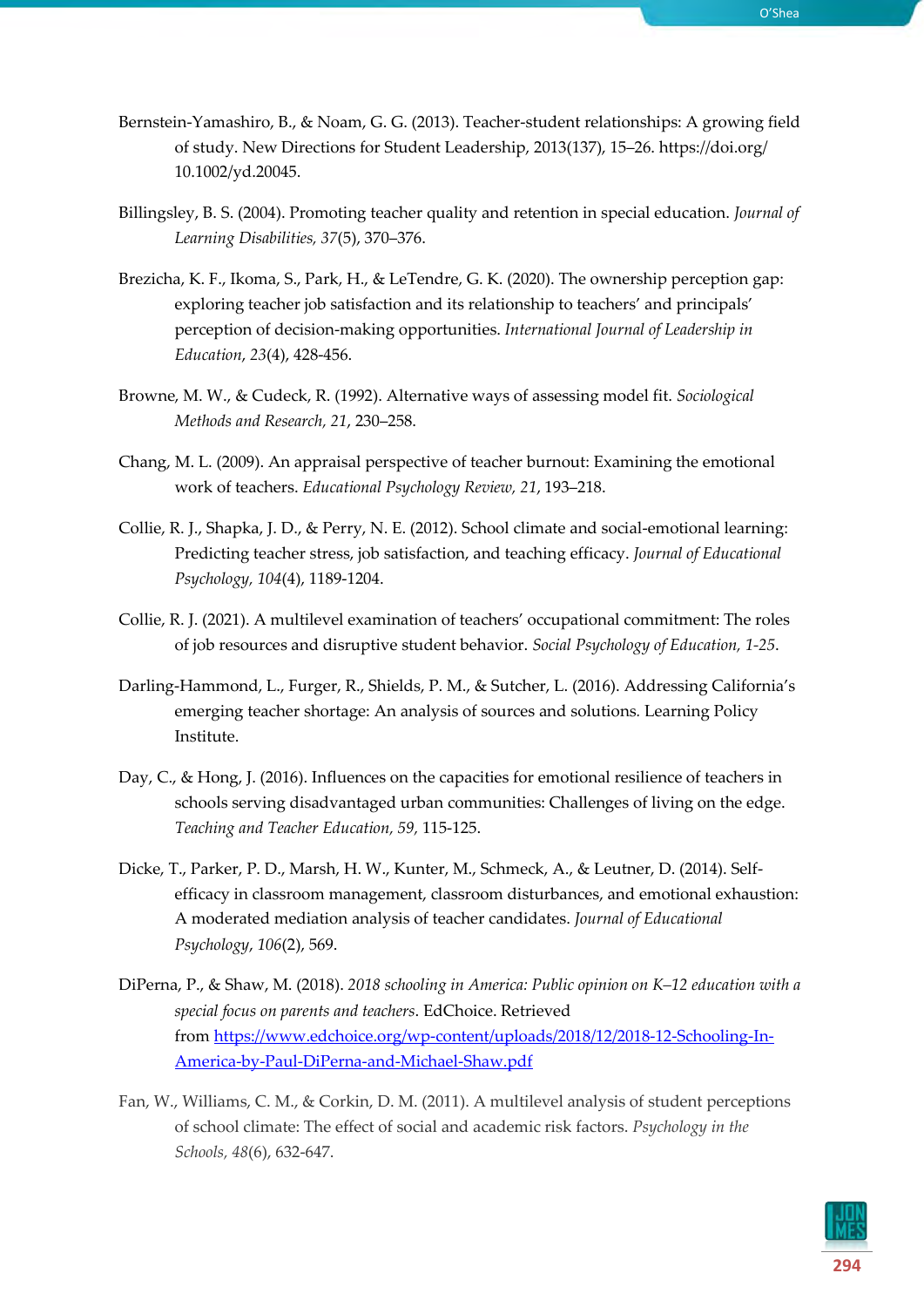Bernstein-Yamashiro, B., & Noam, G. G. (2013). Teacher-student relationships: A growing field of study. New Directions for Student Leadership, 2013(137), 15–26. https://doi.org/10.1002/yd.20045.

Billingsley, B. S. (2004). Promoting teacher quality and retention in special education. *Journal of Learning Disabilities, 37*(5), 370–376.

Brezicha, K. F., Ikoma, S., Park, H., & LeTendre, G. K. (2020). The ownership perception gap: exploring teacher job satisfaction and its relationship to teachers' and principals' perception of decision-making opportunities. *International Journal of Leadership in Education*, *23*(4), 428-456.

Browne, M. W., & Cudeck, R. (1992). Alternative ways of assessing model fit. *Sociological Methods and Research, 21*, 230–258.

Chang, M. L. (2009). An appraisal perspective of teacher burnout: Examining the emotional work of teachers. *Educational Psychology Review, 21*, 193–218.

Collie, R. J., Shapka, J. D., & Perry, N. E. (2012). School climate and social-emotional learning: Predicting teacher stress, job satisfaction, and teaching efficacy. *Journal of Educational Psychology, 104*(4), 1189-1204.

Collie, R. J. (2021). A multilevel examination of teachers' occupational commitment: The roles of job resources and disruptive student behavior. *Social Psychology of Education, 1-25*.

Darling-Hammond, L., Furger, R., Shields, P. M., & Sutcher, L. (2016). Addressing California's emerging teacher shortage: An analysis of sources and solutions. Learning Policy Institute.

Day, C., & Hong, J. (2016). Influences on the capacities for emotional resilience of teachers in schools serving disadvantaged urban communities: Challenges of living on the edge. *Teaching and Teacher Education, 59,* 115-125.

Dicke, T., Parker, P. D., Marsh, H. W., Kunter, M., Schmeck, A., & Leutner, D. (2014). Self-efficacy in classroom management, classroom disturbances, and emotional exhaustion: A moderated mediation analysis of teacher candidates. *Journal of Educational Psychology*, *106*(2), 569.

DiPerna, P., & Shaw, M. (2018). *2018 schooling in America: Public opinion on K–12 education with a special focus on parents and teachers*. EdChoice. Retrieved from [https://www.edchoice.org/wp-content/uploads/2018/12/2018-12-Schooling-In-America-by-Paul-DiPerna-and-Michael-Shaw.pdf](https://www.edchoice.org/wp-content/uploads/2018/12/2018-12-Schooling-In-America-by-Paul-DiPerna-and-Michael-Shaw.pdf)

Fan, W., Williams, C. M., & Corkin, D. M. (2011). A multilevel analysis of student perceptions of school climate: The effect of social and academic risk factors. *Psychology in the Schools, 48*(6), 632-647.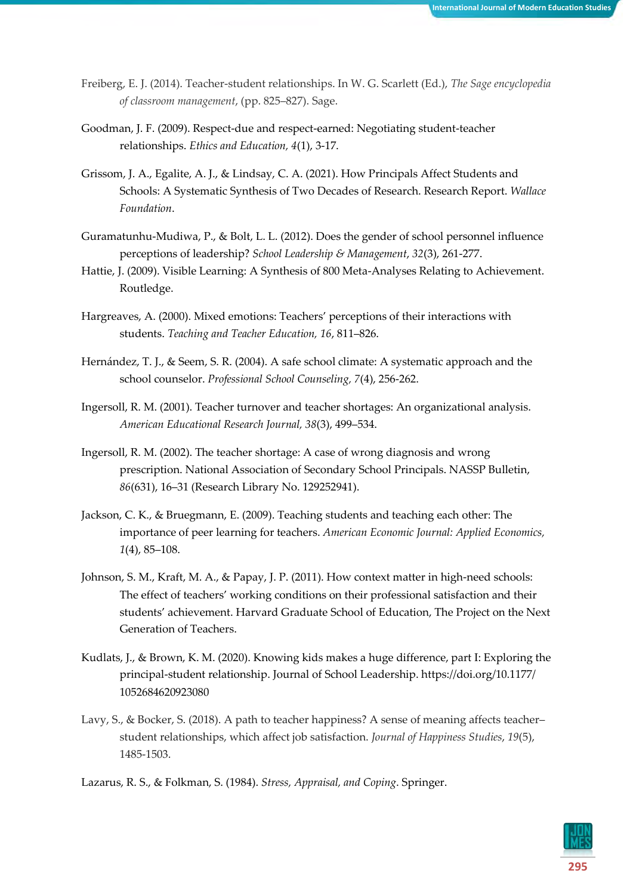Freiberg, E. J. (2014). Teacher-student relationships. In W. G. Scarlett (Ed.), *The Sage encyclopedia of classroom management*, (pp. 825–827). Sage.

Goodman, J. F. (2009). Respect-due and respect-earned: Negotiating student-teacher relationships. *Ethics and Education, 4*(1), 3-17.

Grissom, J. A., Egalite, A. J., & Lindsay, C. A. (2021). How Principals Affect Students and Schools: A Systematic Synthesis of Two Decades of Research. Research Report. *Wallace Foundation*.

Guramatunhu-Mudiwa, P., & Bolt, L. L. (2012). Does the gender of school personnel influence perceptions of leadership? *School Leadership & Management*, *32*(3), 261-277.

Hattie, J. (2009). Visible Learning: A Synthesis of 800 Meta-Analyses Relating to Achievement. Routledge.

Hargreaves, A. (2000). Mixed emotions: Teachers' perceptions of their interactions with students. *Teaching and Teacher Education, 16*, 811–826.

Hernández, T. J., & Seem, S. R. (2004). A safe school climate: A systematic approach and the school counselor. *Professional School Counseling, 7*(4), 256-262.

Ingersoll, R. M. (2001). Teacher turnover and teacher shortages: An organizational analysis. *American Educational Research Journal, 38*(3), 499–534.

Ingersoll, R. M. (2002). The teacher shortage: A case of wrong diagnosis and wrong prescription. National Association of Secondary School Principals. NASSP Bulletin, *86*(631), 16–31 (Research Library No. 129252941).

Jackson, C. K., & Bruegmann, E. (2009). Teaching students and teaching each other: The importance of peer learning for teachers. *American Economic Journal: Applied Economics, 1*(4), 85–108.

Johnson, S. M., Kraft, M. A., & Papay, J. P. (2011). How context matter in high-need schools: The effect of teachers' working conditions on their professional satisfaction and their students' achievement. Harvard Graduate School of Education, The Project on the Next Generation of Teachers.

Kudlats, J., & Brown, K. M. (2020). Knowing kids makes a huge difference, part I: Exploring the principal-student relationship. Journal of School Leadership. https://doi.org/10.1177/1052684620923080

Lavy, S., & Bocker, S. (2018). A path to teacher happiness? A sense of meaning affects teacher–student relationships, which affect job satisfaction. *Journal of Happiness Studies*, *19*(5), 1485-1503.

Lazarus, R. S., & Folkman, S. (1984). *Stress, Appraisal, and Coping*. Springer.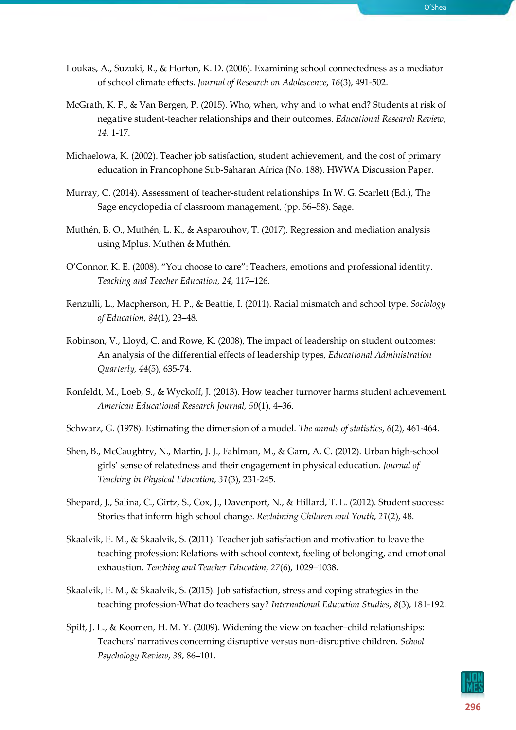Loukas, A., Suzuki, R., & Horton, K. D. (2006). Examining school connectedness as a mediator of school climate effects. *Journal of Research on Adolescence*, *16*(3), 491-502.

McGrath, K. F., & Van Bergen, P. (2015). Who, when, why and to what end? Students at risk of negative student-teacher relationships and their outcomes. *Educational Research Review, 14,* 1-17.

Michaelowa, K. (2002). Teacher job satisfaction, student achievement, and the cost of primary education in Francophone Sub-Saharan Africa (No. 188). HWWA Discussion Paper.

Murray, C. (2014). Assessment of teacher-student relationships. In W. G. Scarlett (Ed.), The Sage encyclopedia of classroom management, (pp. 56–58). Sage.

Muthén, B. O., Muthén, L. K., & Asparouhov, T. (2017). Regression and mediation analysis using Mplus. Muthén & Muthén.

O'Connor, K. E. (2008). "You choose to care": Teachers, emotions and professional identity. *Teaching and Teacher Education, 24,* 117–126.

Renzulli, L., Macpherson, H. P., & Beattie, I. (2011). Racial mismatch and school type. *Sociology of Education, 84*(1), 23–48.

Robinson, V., Lloyd, C. and Rowe, K. (2008), The impact of leadership on student outcomes: An analysis of the differential effects of leadership types, *Educational Administration Quarterly, 44*(5)*,* 635-74.

Ronfeldt, M., Loeb, S., & Wyckoff, J. (2013). How teacher turnover harms student achievement. *American Educational Research Journal, 50*(1), 4–36.

Schwarz, G. (1978). Estimating the dimension of a model. *The annals of statistics*, *6*(2), 461-464.

Shen, B., McCaughtry, N., Martin, J. J., Fahlman, M., & Garn, A. C. (2012). Urban high-school girls' sense of relatedness and their engagement in physical education. *Journal of Teaching in Physical Education*, *31*(3), 231-245.

Shepard, J., Salina, C., Girtz, S., Cox, J., Davenport, N., & Hillard, T. L. (2012). Student success: Stories that inform high school change. *Reclaiming Children and Youth*, *21*(2), 48.

Skaalvik, E. M., & Skaalvik, S. (2011). Teacher job satisfaction and motivation to leave the teaching profession: Relations with school context, feeling of belonging, and emotional exhaustion. *Teaching and Teacher Education, 27*(6), 1029–1038.

Skaalvik, E. M., & Skaalvik, S. (2015). Job satisfaction, stress and coping strategies in the teaching profession-What do teachers say? *International Education Studies*, *8*(3), 181-192.

Spilt, J. L., & Koomen, H. M. Y. (2009). Widening the view on teacher–child relationships: Teachers' narratives concerning disruptive versus non-disruptive children. *School Psychology Review*, *38*, 86–101.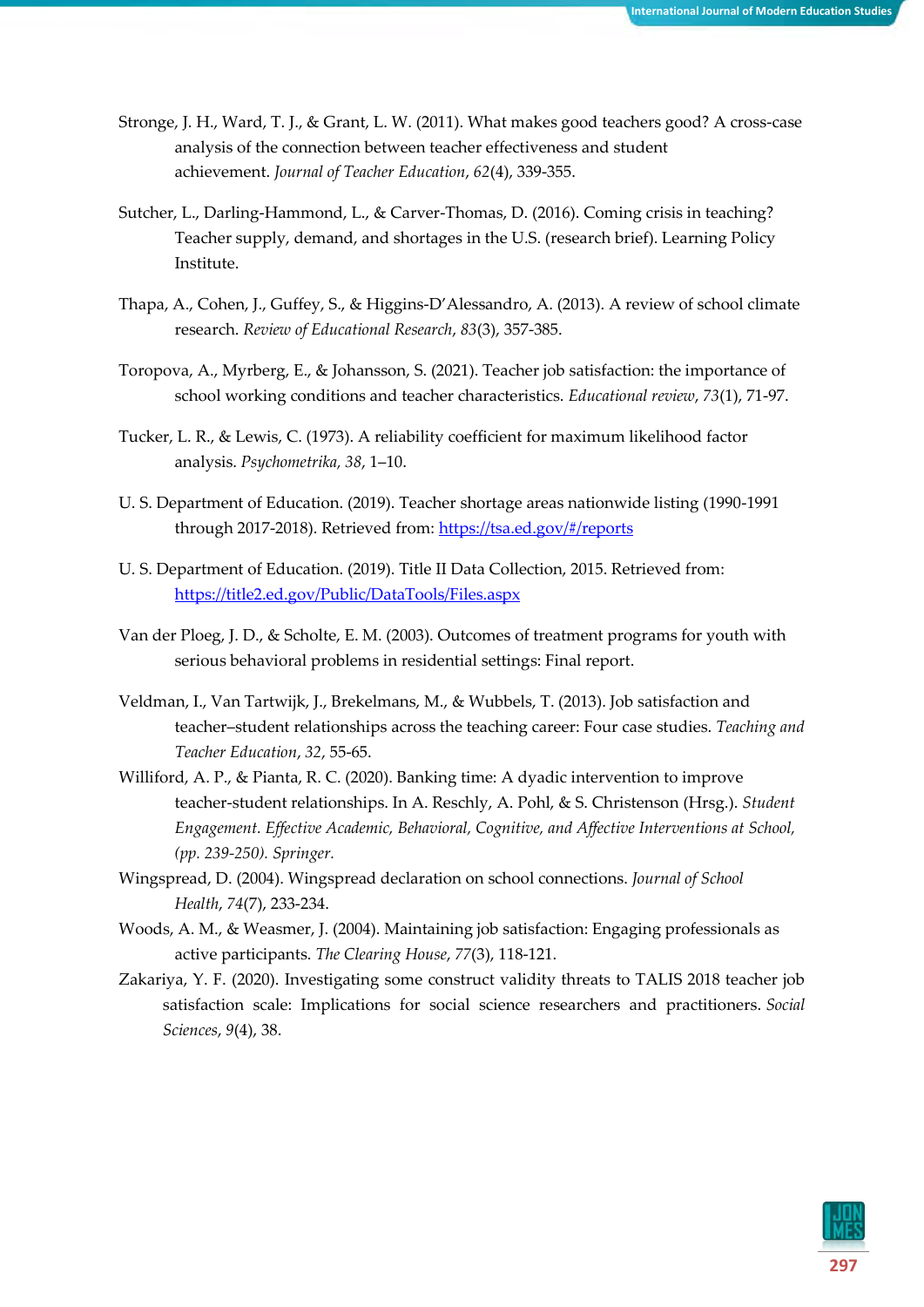Stronge, J. H., Ward, T. J., & Grant, L. W. (2011). What makes good teachers good? A cross-case analysis of the connection between teacher effectiveness and student achievement. *Journal of Teacher Education*, *62*(4), 339-355.

Sutcher, L., Darling-Hammond, L., & Carver-Thomas, D. (2016). Coming crisis in teaching? Teacher supply, demand, and shortages in the U.S. (research brief). Learning Policy Institute.

Thapa, A., Cohen, J., Guffey, S., & Higgins-D'Alessandro, A. (2013). A review of school climate research. *Review of Educational Research*, *83*(3), 357-385.

Toropova, A., Myrberg, E., & Johansson, S. (2021). Teacher job satisfaction: the importance of school working conditions and teacher characteristics. *Educational review*, *73*(1), 71-97.

Tucker, L. R., & Lewis, C. (1973). A reliability coefficient for maximum likelihood factor analysis. *Psychometrika, 38*, 1–10.

U. S. Department of Education. (2019). Teacher shortage areas nationwide listing (1990-1991 through 2017-2018). Retrieved from: https://tsa.ed.gov/#/reports

U. S. Department of Education. (2019). Title II Data Collection, 2015. Retrieved from: https://title2.ed.gov/Public/DataTools/Files.aspx

Van der Ploeg, J. D., & Scholte, E. M. (2003). Outcomes of treatment programs for youth with serious behavioral problems in residential settings: Final report.

Veldman, I., Van Tartwijk, J., Brekelmans, M., & Wubbels, T. (2013). Job satisfaction and teacher–student relationships across the teaching career: Four case studies. *Teaching and Teacher Education*, *32*, 55-65.

Williford, A. P., & Pianta, R. C. (2020). Banking time: A dyadic intervention to improve teacher-student relationships. In A. Reschly, A. Pohl, & S. Christenson (Hrsg.). *Student Engagement. Effective Academic, Behavioral, Cognitive, and Affective Interventions at School, (pp. 239-250). Springer.*

Wingspread, D. (2004). Wingspread declaration on school connections. *Journal of School Health*, *74*(7), 233-234.

Woods, A. M., & Weasmer, J. (2004). Maintaining job satisfaction: Engaging professionals as active participants. *The Clearing House*, *77*(3), 118-121.

Zakariya, Y. F. (2020). Investigating some construct validity threats to TALIS 2018 teacher job satisfaction scale: Implications for social science researchers and practitioners. *Social Sciences*, *9*(4), 38.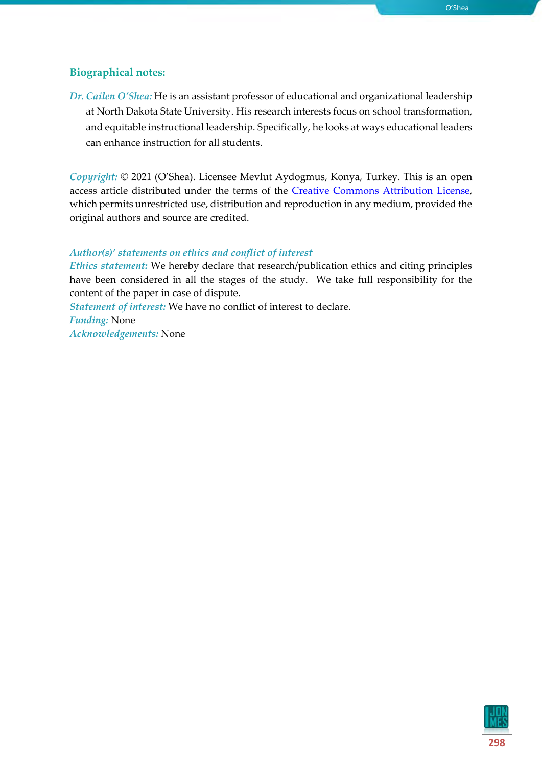## Biographical notes:

*Dr. Cailen O'Shea:* He is an assistant professor of educational and organizational leadership at North Dakota State University. His research interests focus on school transformation, and equitable instructional leadership. Specifically, he looks at ways educational leaders can enhance instruction for all students.

*Copyright:* © 2021 (O'Shea). Licensee Mevlut Aydogmus, Konya, Turkey. This is an open access article distributed under the terms of the Creative Commons Attribution License, which permits unrestricted use, distribution and reproduction in any medium, provided the original authors and source are credited.

*Author(s)' statements on ethics and conflict of interest*

*Ethics statement:* We hereby declare that research/publication ethics and citing principles have been considered in all the stages of the study. We take full responsibility for the content of the paper in case of dispute.

*Statement of interest:* We have no conflict of interest to declare.

*Funding:* None

*Acknowledgements:* None